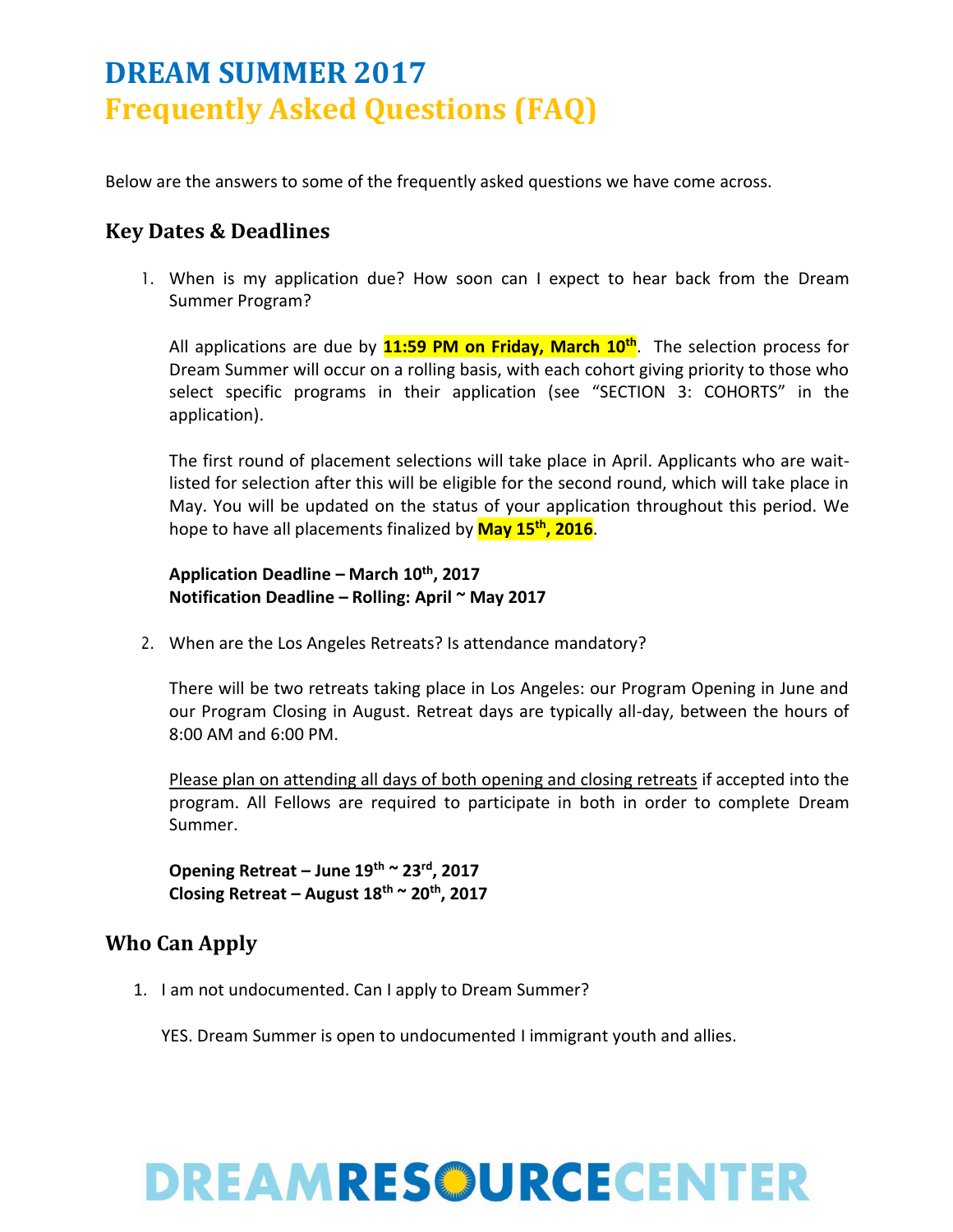# DREAM SUMMER 2017
# Frequently Asked Questions (FAQ)

Below are the answers to some of the frequently asked questions we have come across.

## Key Dates & Deadlines

1. When is my application due? How soon can I expect to hear back from the Dream Summer Program?

   All applications are due by **11:59 PM on Friday, March 10th**. The selection process for Dream Summer will occur on a rolling basis, with each cohort giving priority to those who select specific programs in their application (see "SECTION 3: COHORTS" in the application).

   The first round of placement selections will take place in April. Applicants who are wait-listed for selection after this will be eligible for the second round, which will take place in May. You will be updated on the status of your application throughout this period. We hope to have all placements finalized by **May 15th, 2016**.

   **Application Deadline – March 10th, 2017**
   **Notification Deadline – Rolling: April ~ May 2017**

2. When are the Los Angeles Retreats? Is attendance mandatory?

   There will be two retreats taking place in Los Angeles: our Program Opening in June and our Program Closing in August. Retreat days are typically all-day, between the hours of 8:00 AM and 6:00 PM.

   Please plan on attending all days of both opening and closing retreats if accepted into the program. All Fellows are required to participate in both in order to complete Dream Summer.

   **Opening Retreat – June 19th ~ 23rd, 2017**
   **Closing Retreat – August 18th ~ 20th, 2017**

## Who Can Apply

1. I am not undocumented. Can I apply to Dream Summer?

   YES. Dream Summer is open to undocumented I immigrant youth and allies.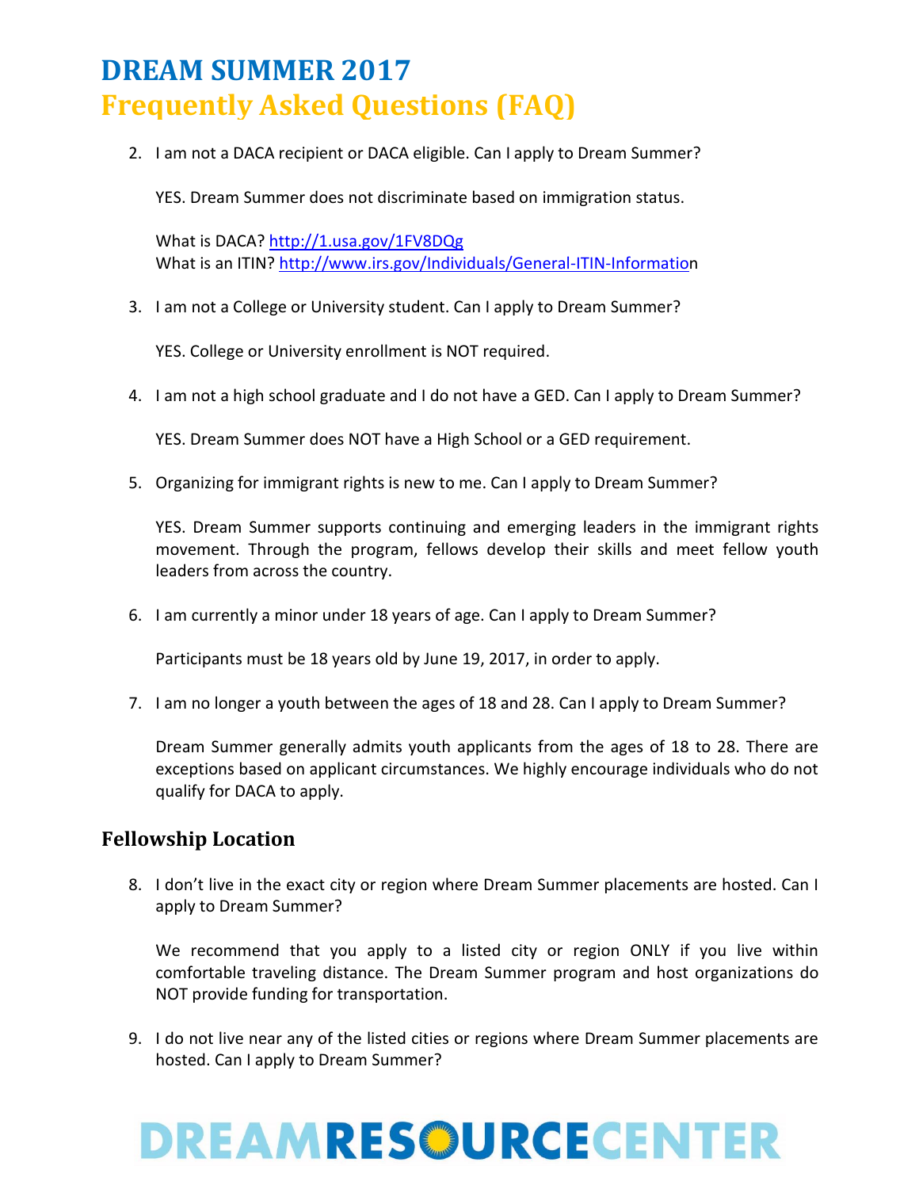# DREAM SUMMER 2017
# Frequently Asked Questions (FAQ)

2. I am not a DACA recipient or DACA eligible. Can I apply to Dream Summer?

   YES. Dream Summer does not discriminate based on immigration status.

   What is DACA? http://1.usa.gov/1FV8DQg
   What is an ITIN? http://www.irs.gov/Individuals/General-ITIN-Information

3. I am not a College or University student. Can I apply to Dream Summer?

   YES. College or University enrollment is NOT required.

4. I am not a high school graduate and I do not have a GED. Can I apply to Dream Summer?

   YES. Dream Summer does NOT have a High School or a GED requirement.

5. Organizing for immigrant rights is new to me. Can I apply to Dream Summer?

   YES. Dream Summer supports continuing and emerging leaders in the immigrant rights movement. Through the program, fellows develop their skills and meet fellow youth leaders from across the country.

6. I am currently a minor under 18 years of age. Can I apply to Dream Summer?

   Participants must be 18 years old by June 19, 2017, in order to apply.

7. I am no longer a youth between the ages of 18 and 28. Can I apply to Dream Summer?

   Dream Summer generally admits youth applicants from the ages of 18 to 28. There are exceptions based on applicant circumstances. We highly encourage individuals who do not qualify for DACA to apply.

## Fellowship Location

8. I don't live in the exact city or region where Dream Summer placements are hosted. Can I apply to Dream Summer?

   We recommend that you apply to a listed city or region ONLY if you live within comfortable traveling distance. The Dream Summer program and host organizations do NOT provide funding for transportation.

9. I do not live near any of the listed cities or regions where Dream Summer placements are hosted. Can I apply to Dream Summer?

DREAMRESOURCECENTER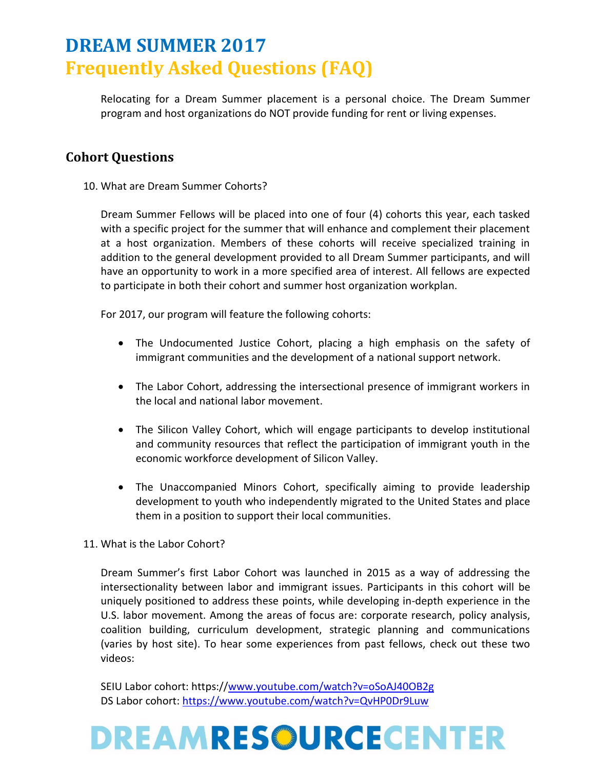Relocating for a Dream Summer placement is a personal choice. The Dream Summer program and host organizations do NOT provide funding for rent or living expenses.

## Cohort Questions

10. What are Dream Summer Cohorts?

    Dream Summer Fellows will be placed into one of four (4) cohorts this year, each tasked with a specific project for the summer that will enhance and complement their placement at a host organization. Members of these cohorts will receive specialized training in addition to the general development provided to all Dream Summer participants, and will have an opportunity to work in a more specified area of interest. All fellows are expected to participate in both their cohort and summer host organization workplan.

    For 2017, our program will feature the following cohorts:

    - The Undocumented Justice Cohort, placing a high emphasis on the safety of immigrant communities and the development of a national support network.
    - The Labor Cohort, addressing the intersectional presence of immigrant workers in the local and national labor movement.
    - The Silicon Valley Cohort, which will engage participants to develop institutional and community resources that reflect the participation of immigrant youth in the economic workforce development of Silicon Valley.
    - The Unaccompanied Minors Cohort, specifically aiming to provide leadership development to youth who independently migrated to the United States and place them in a position to support their local communities.

11. What is the Labor Cohort?

    Dream Summer's first Labor Cohort was launched in 2015 as a way of addressing the intersectionality between labor and immigrant issues. Participants in this cohort will be uniquely positioned to address these points, while developing in-depth experience in the U.S. labor movement. Among the areas of focus are: corporate research, policy analysis, coalition building, curriculum development, strategic planning and communications (varies by host site). To hear some experiences from past fellows, check out these two videos:

    SEIU Labor cohort: https://www.youtube.com/watch?v=oSoAJ40OB2g
    DS Labor cohort: https://www.youtube.com/watch?v=QvHP0Dr9Luw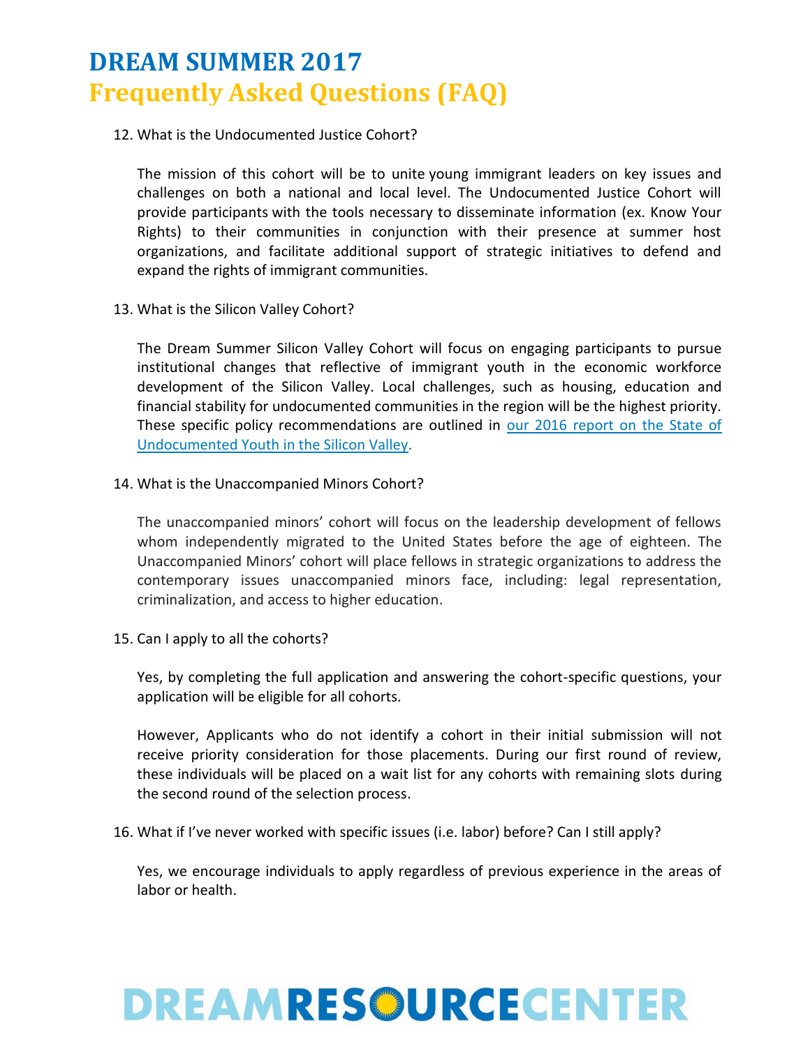12. What is the Undocumented Justice Cohort?

    The mission of this cohort will be to unite young immigrant leaders on key issues and challenges on both a national and local level. The Undocumented Justice Cohort will provide participants with the tools necessary to disseminate information (ex. Know Your Rights) to their communities in conjunction with their presence at summer host organizations, and facilitate additional support of strategic initiatives to defend and expand the rights of immigrant communities.

13. What is the Silicon Valley Cohort?

    The Dream Summer Silicon Valley Cohort will focus on engaging participants to pursue institutional changes that reflective of immigrant youth in the economic workforce development of the Silicon Valley. Local challenges, such as housing, education and financial stability for undocumented communities in the region will be the highest priority. These specific policy recommendations are outlined in our 2016 report on the State of Undocumented Youth in the Silicon Valley.

14. What is the Unaccompanied Minors Cohort?

    The unaccompanied minors' cohort will focus on the leadership development of fellows whom independently migrated to the United States before the age of eighteen. The Unaccompanied Minors' cohort will place fellows in strategic organizations to address the contemporary issues unaccompanied minors face, including: legal representation, criminalization, and access to higher education.

15. Can I apply to all the cohorts?

    Yes, by completing the full application and answering the cohort-specific questions, your application will be eligible for all cohorts.

    However, Applicants who do not identify a cohort in their initial submission will not receive priority consideration for those placements. During our first round of review, these individuals will be placed on a wait list for any cohorts with remaining slots during the second round of the selection process.

16. What if I've never worked with specific issues (i.e. labor) before? Can I still apply?

    Yes, we encourage individuals to apply regardless of previous experience in the areas of labor or health.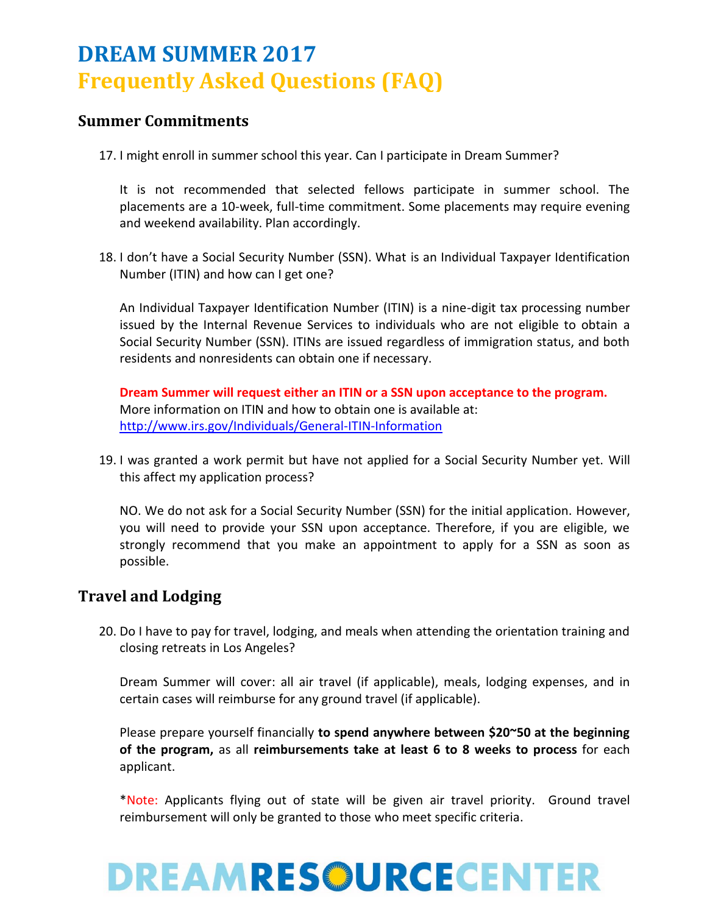# DREAM SUMMER 2017
# Frequently Asked Questions (FAQ)

## Summer Commitments

17. I might enroll in summer school this year. Can I participate in Dream Summer?

    It is not recommended that selected fellows participate in summer school. The placements are a 10-week, full-time commitment. Some placements may require evening and weekend availability. Plan accordingly.

18. I don't have a Social Security Number (SSN). What is an Individual Taxpayer Identification Number (ITIN) and how can I get one?

    An Individual Taxpayer Identification Number (ITIN) is a nine-digit tax processing number issued by the Internal Revenue Services to individuals who are not eligible to obtain a Social Security Number (SSN). ITINs are issued regardless of immigration status, and both residents and nonresidents can obtain one if necessary.

    **Dream Summer will request either an ITIN or a SSN upon acceptance to the program.**
    More information on ITIN and how to obtain one is available at:
    http://www.irs.gov/Individuals/General-ITIN-Information

19. I was granted a work permit but have not applied for a Social Security Number yet. Will this affect my application process?

    NO. We do not ask for a Social Security Number (SSN) for the initial application. However, you will need to provide your SSN upon acceptance. Therefore, if you are eligible, we strongly recommend that you make an appointment to apply for a SSN as soon as possible.

## Travel and Lodging

20. Do I have to pay for travel, lodging, and meals when attending the orientation training and closing retreats in Los Angeles?

    Dream Summer will cover: all air travel (if applicable), meals, lodging expenses, and in certain cases will reimburse for any ground travel (if applicable).

    Please prepare yourself financially **to spend anywhere between $20~50 at the beginning of the program,** as all **reimbursements take at least 6 to 8 weeks to process** for each applicant.

    *Note: Applicants flying out of state will be given air travel priority. Ground travel reimbursement will only be granted to those who meet specific criteria.

DREAMRESOURCECENTER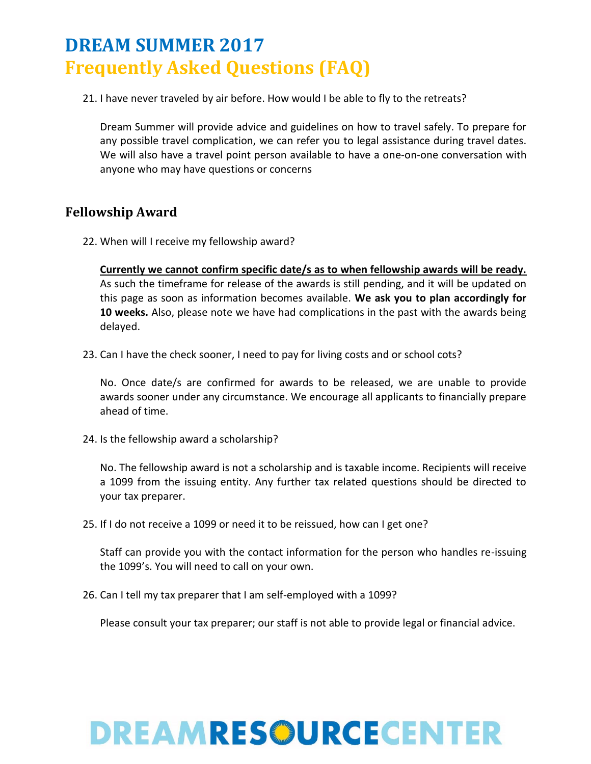21. I have never traveled by air before. How would I be able to fly to the retreats?

    Dream Summer will provide advice and guidelines on how to travel safely. To prepare for any possible travel complication, we can refer you to legal assistance during travel dates. We will also have a travel point person available to have a one-on-one conversation with anyone who may have questions or concerns

## Fellowship Award

22. When will I receive my fellowship award?

    **Currently we cannot confirm specific date/s as to when fellowship awards will be ready.** As such the timeframe for release of the awards is still pending, and it will be updated on this page as soon as information becomes available. **We ask you to plan accordingly for 10 weeks.** Also, please note we have had complications in the past with the awards being delayed.

23. Can I have the check sooner, I need to pay for living costs and or school cots?

    No. Once date/s are confirmed for awards to be released, we are unable to provide awards sooner under any circumstance. We encourage all applicants to financially prepare ahead of time.

24. Is the fellowship award a scholarship?

    No. The fellowship award is not a scholarship and is taxable income. Recipients will receive a 1099 from the issuing entity. Any further tax related questions should be directed to your tax preparer.

25. If I do not receive a 1099 or need it to be reissued, how can I get one?

    Staff can provide you with the contact information for the person who handles re-issuing the 1099's. You will need to call on your own.

26. Can I tell my tax preparer that I am self-employed with a 1099?

    Please consult your tax preparer; our staff is not able to provide legal or financial advice.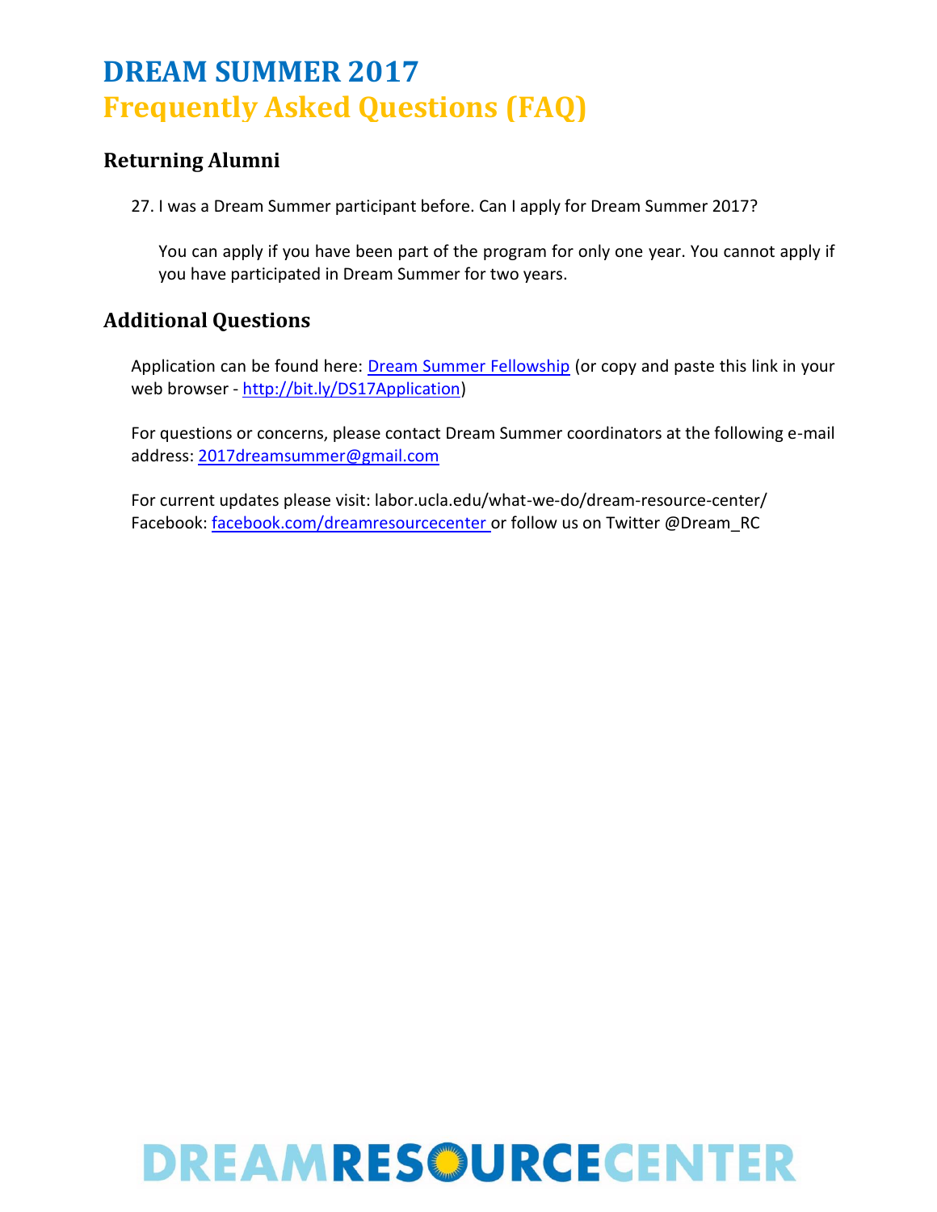# DREAM SUMMER 2017
# Frequently Asked Questions (FAQ)

## Returning Alumni

27. I was a Dream Summer participant before. Can I apply for Dream Summer 2017?

    You can apply if you have been part of the program for only one year. You cannot apply if you have participated in Dream Summer for two years.

## Additional Questions

Application can be found here: [Dream Summer Fellowship](http://bit.ly/DS17Application) (or copy and paste this link in your web browser - http://bit.ly/DS17Application)

For questions or concerns, please contact Dream Summer coordinators at the following e-mail address: 2017dreamsummer@gmail.com

For current updates please visit: labor.ucla.edu/what-we-do/dream-resource-center/
Facebook: facebook.com/dreamresourcecenter or follow us on Twitter @Dream_RC

DREAMRESOURCECENTER